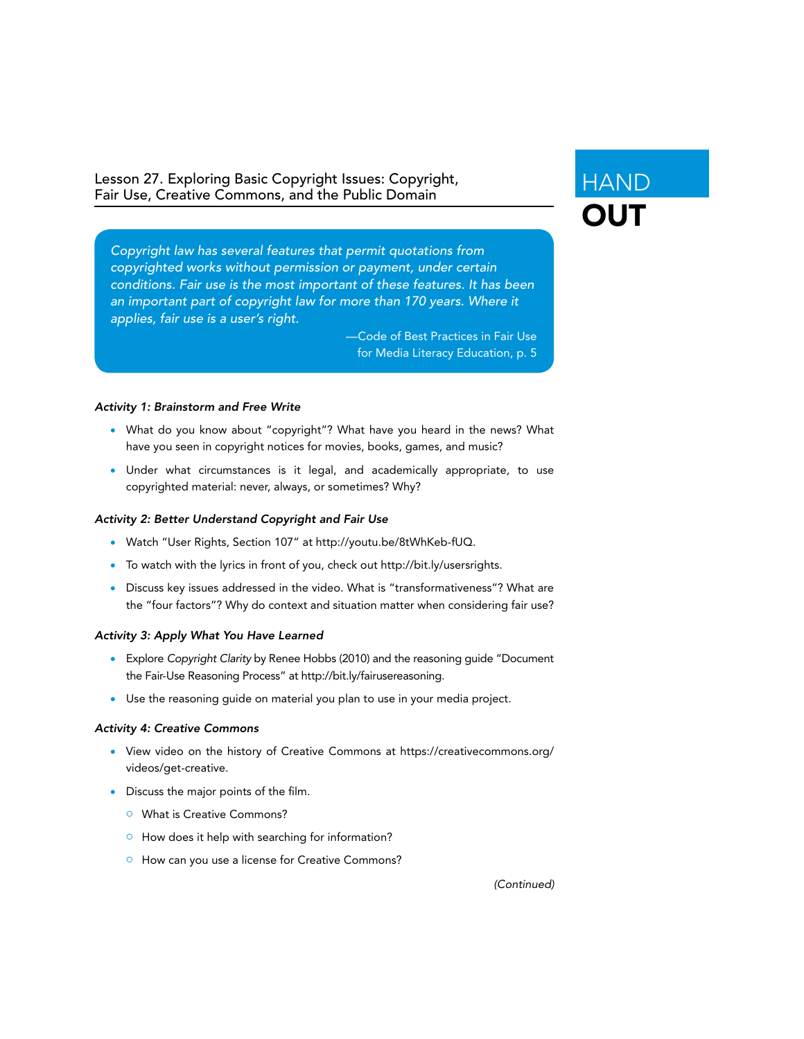# Lesson 27. Exploring Basic Copyright Issues: Copyright, Fair Use, Creative Commons, and the Public Domain

**HANDOUT**

> *Copyright law has several features that permit quotations from copyrighted works without permission or payment, under certain conditions. Fair use is the most important of these features. It has been an important part of copyright law for more than 170 years. Where it applies, fair use is a user's right.*
>
> —Code of Best Practices in Fair Use for Media Literacy Education, p. 5

***Activity 1: Brainstorm and Free Write***

- What do you know about "copyright"? What have you heard in the news? What have you seen in copyright notices for movies, books, games, and music?
- Under what circumstances is it legal, and academically appropriate, to use copyrighted material: never, always, or sometimes? Why?

***Activity 2: Better Understand Copyright and Fair Use***

- Watch "User Rights, Section 107" at http://youtu.be/8tWhKeb-fUQ.
- To watch with the lyrics in front of you, check out http://bit.ly/usersrights.
- Discuss key issues addressed in the video. What is "transformativeness"? What are the "four factors"? Why do context and situation matter when considering fair use?

***Activity 3: Apply What You Have Learned***

- Explore *Copyright Clarity* by Renee Hobbs (2010) and the reasoning guide "Document the Fair-Use Reasoning Process" at http://bit.ly/fairusereasoning.
- Use the reasoning guide on material you plan to use in your media project.

***Activity 4: Creative Commons***

- View video on the history of Creative Commons at https://creativecommons.org/videos/get-creative.
- Discuss the major points of the film.
  - What is Creative Commons?
  - How does it help with searching for information?
  - How can you use a license for Creative Commons?

*(Continued)*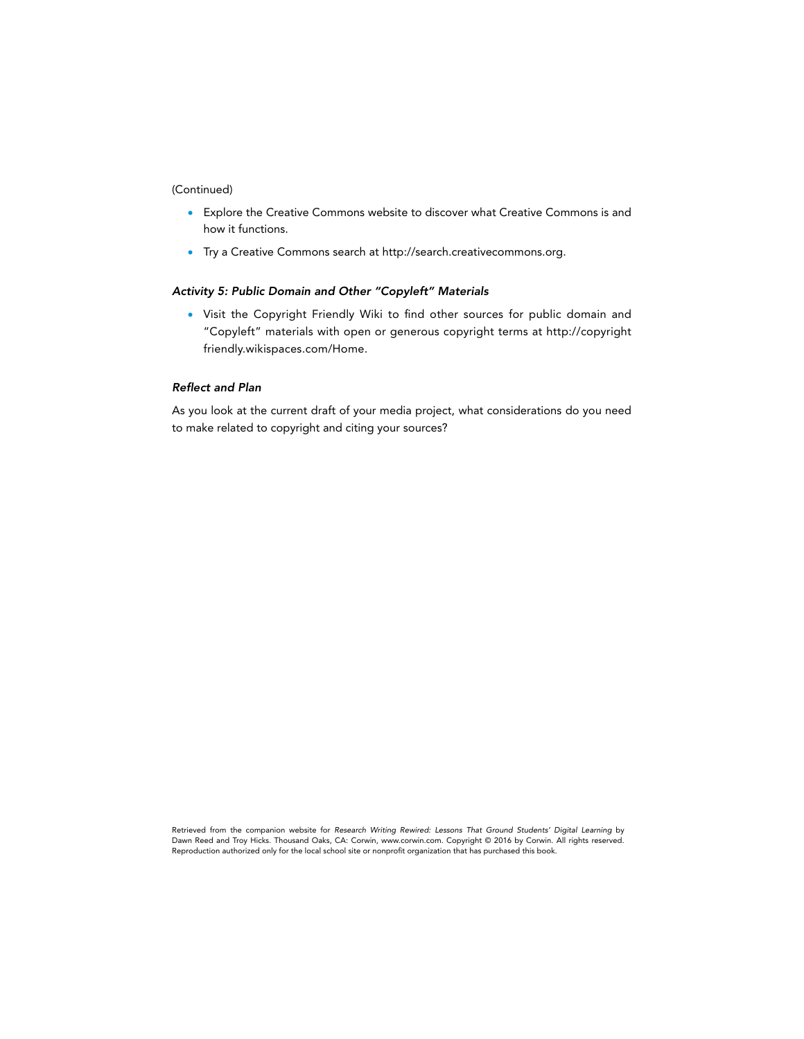(Continued)

- Explore the Creative Commons website to discover what Creative Commons is and how it functions.
- Try a Creative Commons search at http://search.creativecommons.org.

### *Activity 5: Public Domain and Other "Copyleft" Materials*

- Visit the Copyright Friendly Wiki to find other sources for public domain and "Copyleft" materials with open or generous copyright terms at http://copyrightfriendly.wikispaces.com/Home.

### *Reflect and Plan*

As you look at the current draft of your media project, what considerations do you need to make related to copyright and citing your sources?

Retrieved from the companion website for *Research Writing Rewired: Lessons That Ground Students' Digital Learning* by Dawn Reed and Troy Hicks. Thousand Oaks, CA: Corwin, www.corwin.com. Copyright © 2016 by Corwin. All rights reserved. Reproduction authorized only for the local school site or nonprofit organization that has purchased this book.